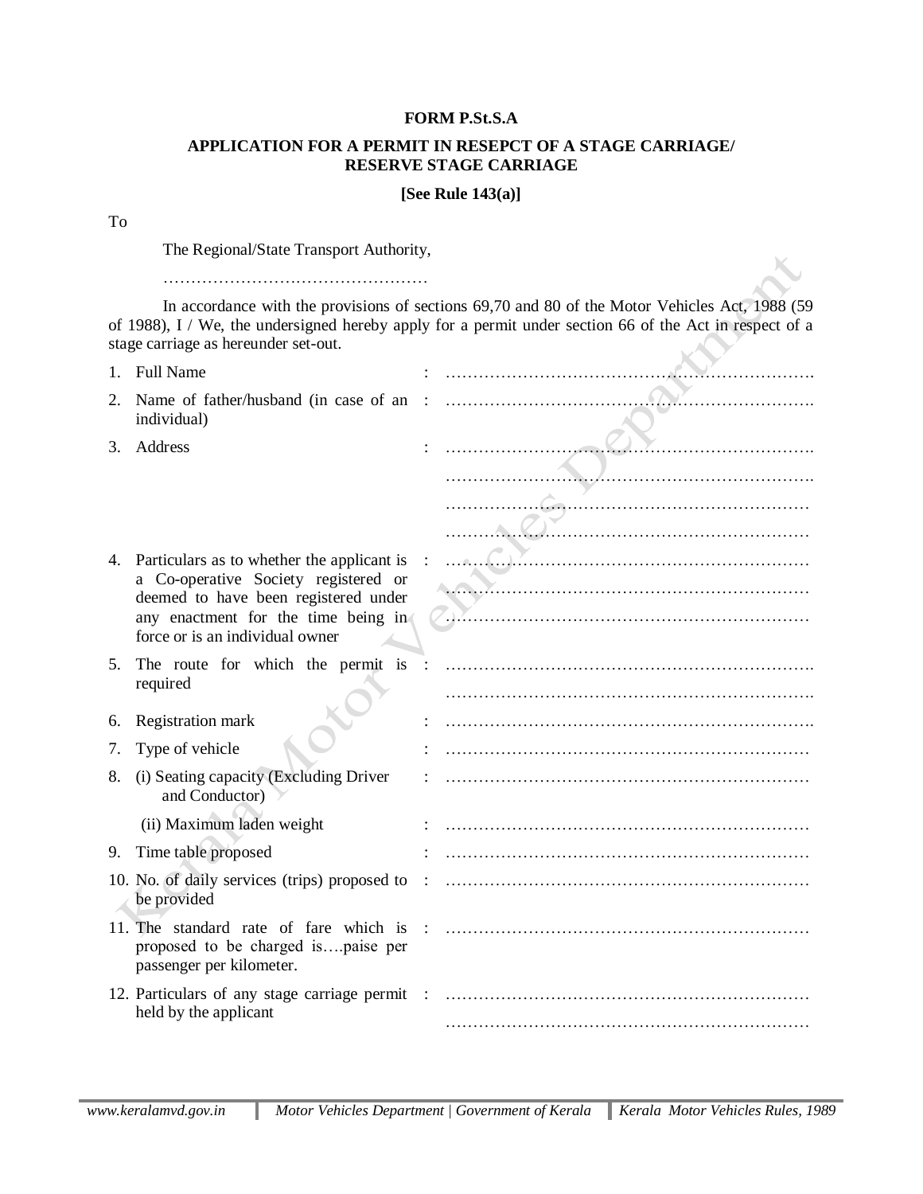**FORM P.St.S.A**

**APPLICATION FOR A PERMIT IN RESEPCT OF A STAGE CARRIAGE/ RESERVE STAGE CARRIAGE**

**[See Rule 143(a)]**

To

The Regional/State Transport Authority,

…………………………………………

In accordance with the provisions of sections 69,70 and 80 of the Motor Vehicles Act, 1988 (59 of 1988), I / We, the undersigned hereby apply for a permit under section 66 of the Act in respect of a stage carriage as hereunder set-out.

1. Full Name : ………………………………………………………….
2. Name of father/husband (in case of an individual) : ………………………………………………………….
3. Address : ………………………………………………………….
   ………………………………………………………….
   ………………………………………………………….
   ………………………………………………………….
4. Particulars as to whether the applicant is a Co-operative Society registered or deemed to have been registered under any enactment for the time being in force or is an individual owner : ………………………………………………………….
   ………………………………………………………….
   ………………………………………………………….
5. The route for which the permit is required : ………………………………………………………….
   ………………………………………………………….
6. Registration mark : ………………………………………………………….
7. Type of vehicle : ………………………………………………………….
8. (i) Seating capacity (Excluding Driver and Conductor) : ………………………………………………………….
   (ii) Maximum laden weight : ………………………………………………………….
9. Time table proposed : ………………………………………………………….
10. No. of daily services (trips) proposed to be provided : ………………………………………………………….
11. The standard rate of fare which is proposed to be charged is….paise per passenger per kilometer. : ………………………………………………………….
12. Particulars of any stage carriage permit held by the applicant : ………………………………………………………….
    ………………………………………………………….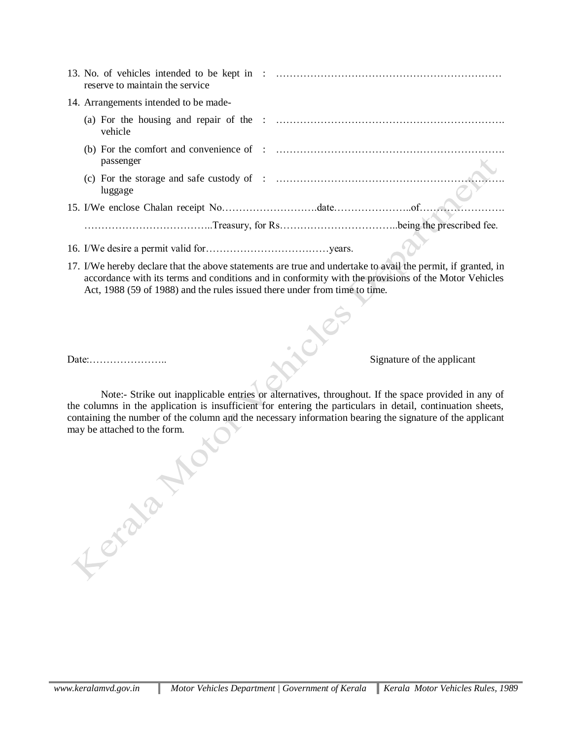13. No. of vehicles intended to be kept in reserve to maintain the service : …………………………………………………………

14. Arrangements intended to be made-

    (a) For the housing and repair of the vehicle : ………………………………………………………….

    (b) For the comfort and convenience of passenger : ………………………………………………………….

    (c) For the storage and safe custody of luggage : ………………………………………………………….

15. I/We enclose Chalan receipt No……………………….date…………………..of…………………….
    ………………………………..Treasury, for Rs……………………………..being the prescribed fee.

16. I/We desire a permit valid for………………………………years.

17. I/We hereby declare that the above statements are true and undertake to avail the permit, if granted, in accordance with its terms and conditions and in conformity with the provisions of the Motor Vehicles Act, 1988 (59 of 1988) and the rules issued there under from time to time.

Date:…………………..

Signature of the applicant

Note:- Strike out inapplicable entries or alternatives, throughout. If the space provided in any of the columns in the application is insufficient for entering the particulars in detail, continuation sheets, containing the number of the column and the necessary information bearing the signature of the applicant may be attached to the form.